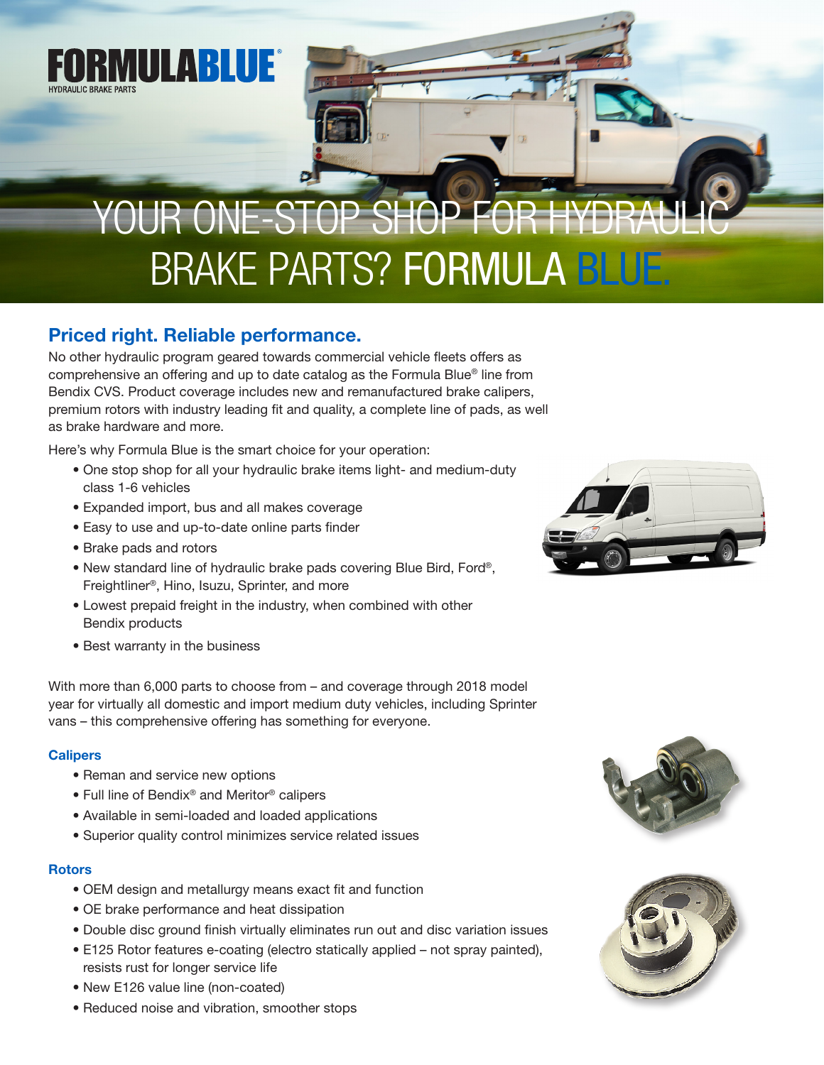**FORMULABLUE®**
HYDRAULIC BRAKE PARTS

# YOUR ONE-STOP SHOP FOR HYDRAULIC BRAKE PARTS? FORMULA BLUE.

## Priced right. Reliable performance.

No other hydraulic program geared towards commercial vehicle fleets offers as comprehensive an offering and up to date catalog as the Formula Blue® line from Bendix CVS. Product coverage includes new and remanufactured brake calipers, premium rotors with industry leading fit and quality, a complete line of pads, as well as brake hardware and more.

Here's why Formula Blue is the smart choice for your operation:

- One stop shop for all your hydraulic brake items light- and medium-duty class 1-6 vehicles
- Expanded import, bus and all makes coverage
- Easy to use and up-to-date online parts finder
- Brake pads and rotors
- New standard line of hydraulic brake pads covering Blue Bird, Ford®, Freightliner®, Hino, Isuzu, Sprinter, and more
- Lowest prepaid freight in the industry, when combined with other Bendix products
- Best warranty in the business

With more than 6,000 parts to choose from – and coverage through 2018 model year for virtually all domestic and import medium duty vehicles, including Sprinter vans – this comprehensive offering has something for everyone.

### Calipers

- Reman and service new options
- Full line of Bendix® and Meritor® calipers
- Available in semi-loaded and loaded applications
- Superior quality control minimizes service related issues

### Rotors

- OEM design and metallurgy means exact fit and function
- OE brake performance and heat dissipation
- Double disc ground finish virtually eliminates run out and disc variation issues
- E125 Rotor features e-coating (electro statically applied – not spray painted), resists rust for longer service life
- New E126 value line (non-coated)
- Reduced noise and vibration, smoother stops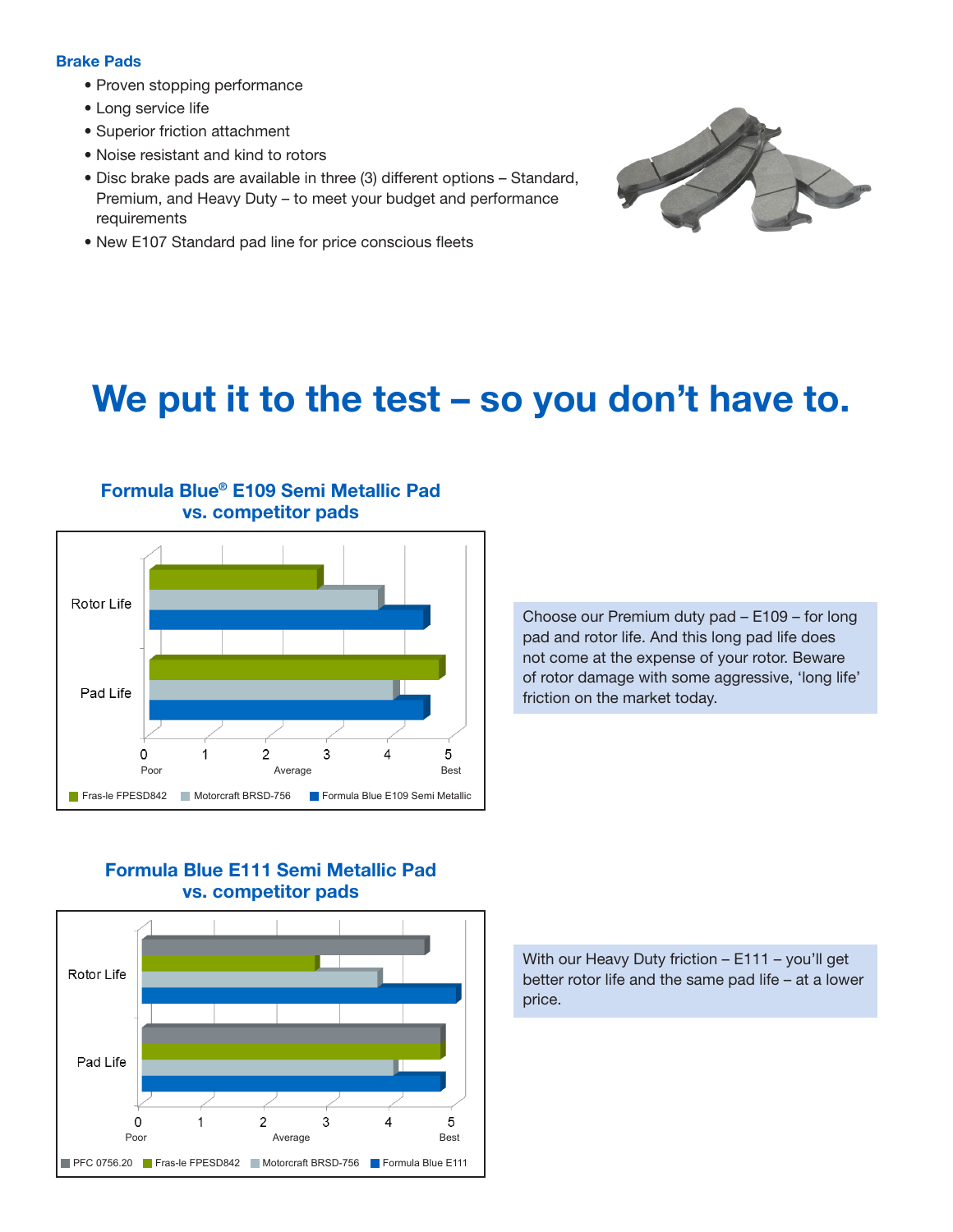### Brake Pads

- Proven stopping performance
- Long service life
- Superior friction attachment
- Noise resistant and kind to rotors
- Disc brake pads are available in three (3) different options – Standard, Premium, and Heavy Duty – to meet your budget and performance requirements
- New E107 Standard pad line for price conscious fleets

# We put it to the test – so you don't have to.

### Formula Blue® E109 Semi Metallic Pad vs. competitor pads

Rotor Life / Pad Life

0 Poor, 1, 2 Average, 3, 4, 5 Best

Fras-le FPESD842 | Motorcraft BRSD-756 | Formula Blue E109 Semi Metallic

Choose our Premium duty pad – E109 – for long pad and rotor life. And this long pad life does not come at the expense of your rotor. Beware of rotor damage with some aggressive, 'long life' friction on the market today.

### Formula Blue E111 Semi Metallic Pad vs. competitor pads

Rotor Life / Pad Life

0 Poor, 1, 2 Average, 3, 4, 5 Best

PFC 0756.20 | Fras-le FPESD842 | Motorcraft BRSD-756 | Formula Blue E111

With our Heavy Duty friction – E111 – you'll get better rotor life and the same pad life – at a lower price.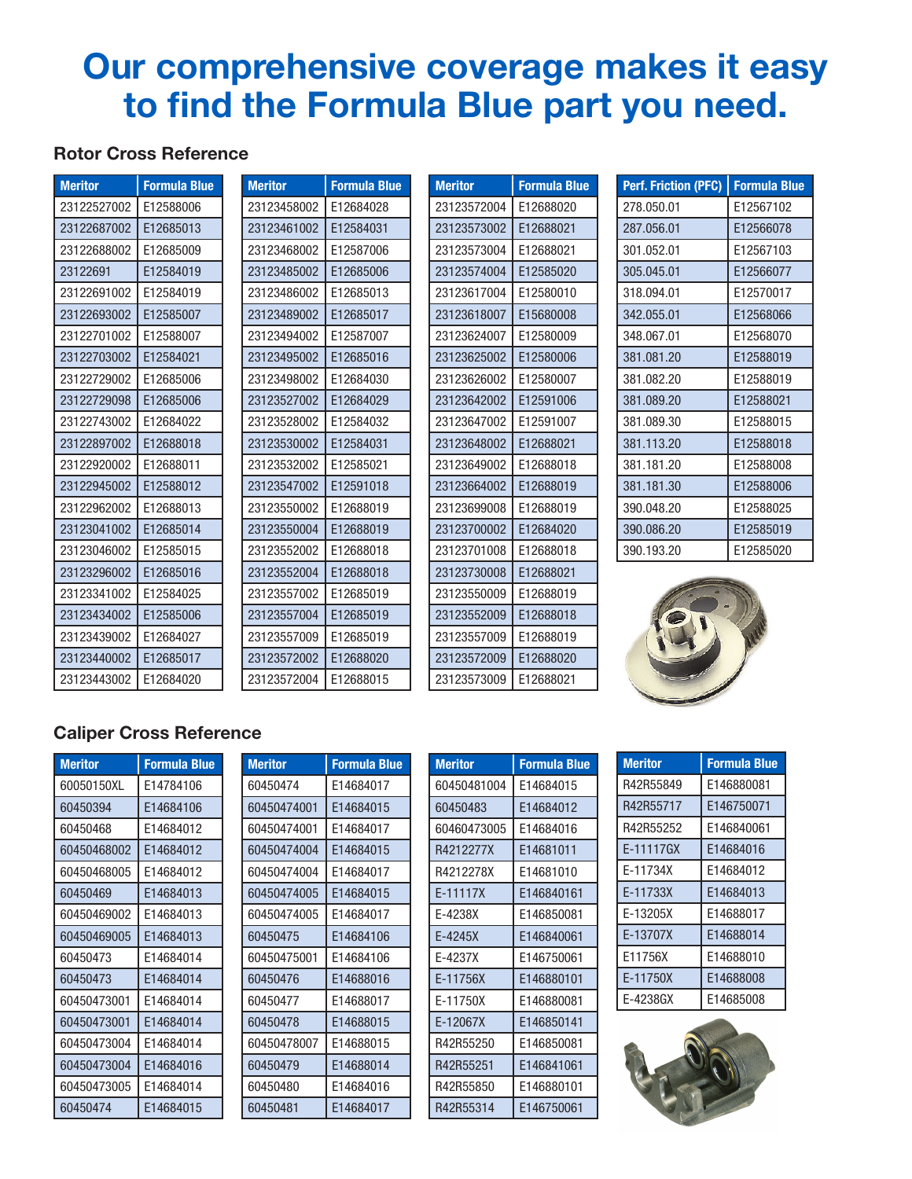# Our comprehensive coverage makes it easy to find the Formula Blue part you need.

## Rotor Cross Reference

| Meritor | Formula Blue |
|---|---|
| 23122527002 | E12588006 |
| 23122687002 | E12685013 |
| 23122688002 | E12685009 |
| 23122691 | E12584019 |
| 23122691002 | E12584019 |
| 23122693002 | E12585007 |
| 23122701002 | E12588007 |
| 23122703002 | E12584021 |
| 23122729002 | E12685006 |
| 23122729098 | E12685006 |
| 23122743002 | E12684022 |
| 23122897002 | E12688018 |
| 23122920002 | E12688011 |
| 23122945002 | E12588012 |
| 23122962002 | E12688013 |
| 23123041002 | E12685014 |
| 23123046002 | E12585015 |
| 23123296002 | E12685016 |
| 23123341002 | E12584025 |
| 23123434002 | E12585006 |
| 23123439002 | E12684027 |
| 23123440002 | E12685017 |
| 23123443002 | E12684020 |

| Meritor | Formula Blue |
|---|---|
| 23123458002 | E12684028 |
| 23123461002 | E12584031 |
| 23123468002 | E12587006 |
| 23123485002 | E12685006 |
| 23123486002 | E12685013 |
| 23123489002 | E12685017 |
| 23123494002 | E12587007 |
| 23123495002 | E12685016 |
| 23123498002 | E12684030 |
| 23123527002 | E12684029 |
| 23123528002 | E12584032 |
| 23123530002 | E12584031 |
| 23123532002 | E12585021 |
| 23123547002 | E12591018 |
| 23123550002 | E12688019 |
| 23123550004 | E12688019 |
| 23123552002 | E12688018 |
| 23123552004 | E12688018 |
| 23123557002 | E12685019 |
| 23123557004 | E12685019 |
| 23123557009 | E12685019 |
| 23123572002 | E12688020 |
| 23123572004 | E12688015 |

| Meritor | Formula Blue |
|---|---|
| 23123572004 | E12688020 |
| 23123573002 | E12688021 |
| 23123573004 | E12688021 |
| 23123574004 | E12585020 |
| 23123617004 | E12580010 |
| 23123618007 | E15680008 |
| 23123624007 | E12580009 |
| 23123625002 | E12580006 |
| 23123626002 | E12580007 |
| 23123642002 | E12591006 |
| 23123647002 | E12591007 |
| 23123648002 | E12688021 |
| 23123649002 | E12688018 |
| 23123664002 | E12688019 |
| 23123699008 | E12688019 |
| 23123700002 | E12684020 |
| 23123701008 | E12688018 |
| 23123730008 | E12688021 |
| 23123550009 | E12688019 |
| 23123552009 | E12688018 |
| 23123557009 | E12688019 |
| 23123572009 | E12688020 |
| 23123573009 | E12688021 |

| Perf. Friction (PFC) | Formula Blue |
|---|---|
| 278.050.01 | E12567102 |
| 287.056.01 | E12566078 |
| 301.052.01 | E12567103 |
| 305.045.01 | E12566077 |
| 318.094.01 | E12570017 |
| 342.055.01 | E12568066 |
| 348.067.01 | E12568070 |
| 381.081.20 | E12588019 |
| 381.082.20 | E12588019 |
| 381.089.20 | E12588021 |
| 381.089.30 | E12588015 |
| 381.113.20 | E12588018 |
| 381.181.20 | E12588008 |
| 381.181.30 | E12588006 |
| 390.048.20 | E12588025 |
| 390.086.20 | E12585019 |
| 390.193.20 | E12585020 |

## Caliper Cross Reference

| Meritor | Formula Blue |
|---|---|
| 60050150XL | E14784106 |
| 60450394 | E14684106 |
| 60450468 | E14684012 |
| 60450468002 | E14684012 |
| 60450468005 | E14684012 |
| 60450469 | E14684013 |
| 60450469002 | E14684013 |
| 60450469005 | E14684013 |
| 60450473 | E14684014 |
| 60450473 | E14684014 |
| 60450473001 | E14684014 |
| 60450473001 | E14684014 |
| 60450473004 | E14684014 |
| 60450473004 | E14684016 |
| 60450473005 | E14684014 |
| 60450474 | E14684015 |

| Meritor | Formula Blue |
|---|---|
| 60450474 | E14684017 |
| 60450474001 | E14684015 |
| 60450474001 | E14684017 |
| 60450474004 | E14684015 |
| 60450474004 | E14684017 |
| 60450474005 | E14684015 |
| 60450474005 | E14684017 |
| 60450475 | E14684106 |
| 60450475001 | E14684106 |
| 60450476 | E14688016 |
| 60450477 | E14688017 |
| 60450478 | E14688015 |
| 60450478007 | E14688015 |
| 60450479 | E14688014 |
| 60450480 | E14684016 |
| 60450481 | E14684017 |

| Meritor | Formula Blue |
|---|---|
| 60450481004 | E14684015 |
| 60450483 | E14684012 |
| 60460473005 | E14684016 |
| R4212277X | E14681011 |
| R4212278X | E14681010 |
| E-11117X | E146840161 |
| E-4238X | E146850081 |
| E-4245X | E146840061 |
| E-4237X | E146750061 |
| E-11756X | E146880101 |
| E-11750X | E146880081 |
| E-12067X | E146850141 |
| R42R55250 | E146850081 |
| R42R55251 | E146841061 |
| R42R55850 | E146880101 |
| R42R55314 | E146750061 |

| Meritor | Formula Blue |
|---|---|
| R42R55849 | E146880081 |
| R42R55717 | E146750071 |
| R42R55252 | E146840061 |
| E-11117GX | E14684016 |
| E-11734X | E14684012 |
| E-11733X | E14684013 |
| E-13205X | E14688017 |
| E-13707X | E14688014 |
| E11756X | E14688010 |
| E-11750X | E14688008 |
| E-4238GX | E14685008 |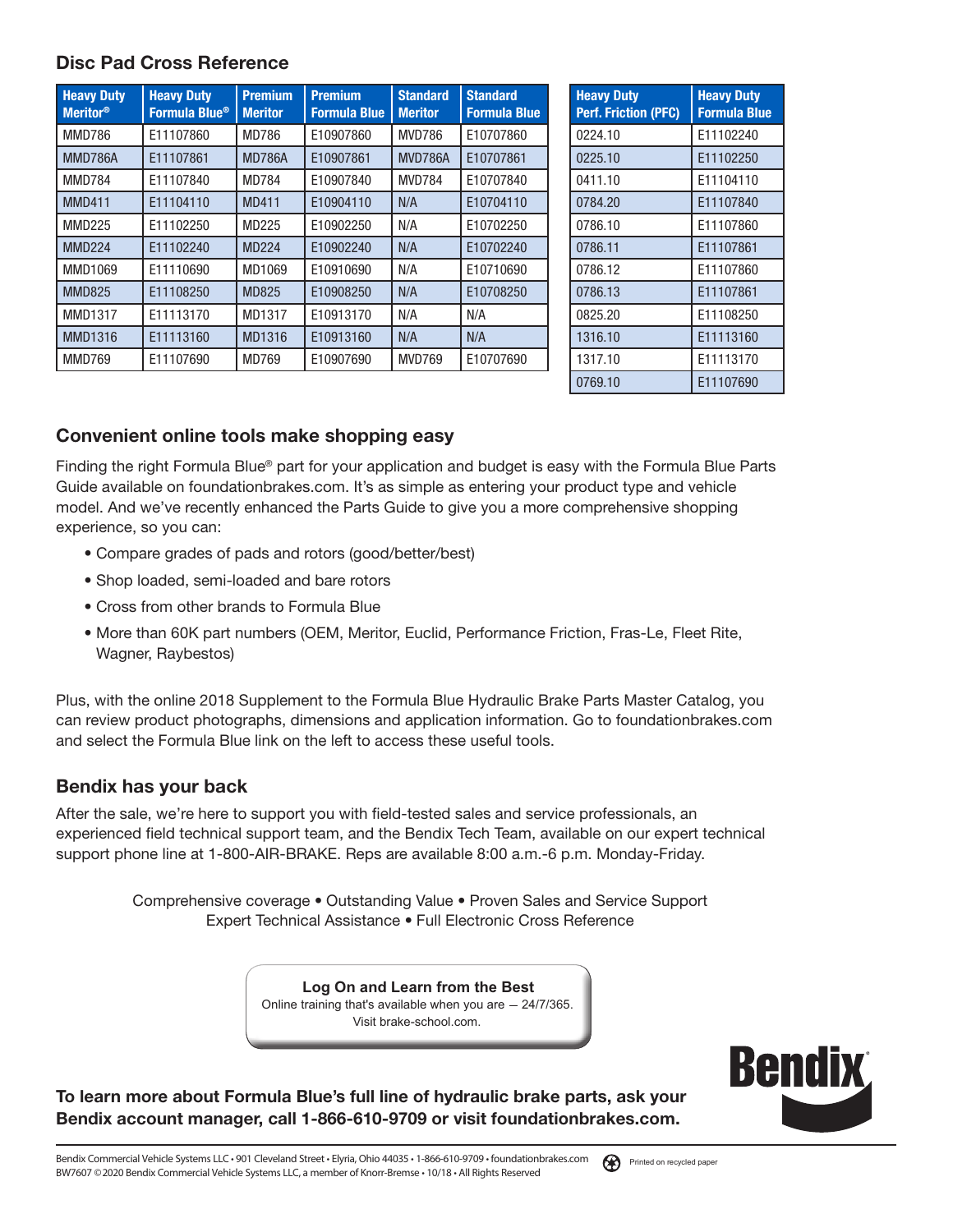## Disc Pad Cross Reference

| Heavy Duty Meritor® | Heavy Duty Formula Blue® | Premium Meritor | Premium Formula Blue | Standard Meritor | Standard Formula Blue |
|---|---|---|---|---|---|
| MMD786 | E11107860 | MD786 | E10907860 | MVD786 | E10707860 |
| MMD786A | E11107861 | MD786A | E10907861 | MVD786A | E10707861 |
| MMD784 | E11107840 | MD784 | E10907840 | MVD784 | E10707840 |
| MMD411 | E11104110 | MD411 | E10904110 | N/A | E10704110 |
| MMD225 | E11102250 | MD225 | E10902250 | N/A | E10702250 |
| MMD224 | E11102240 | MD224 | E10902240 | N/A | E10702240 |
| MMD1069 | E11110690 | MD1069 | E10910690 | N/A | E10710690 |
| MMD825 | E11108250 | MD825 | E10908250 | N/A | E10708250 |
| MMD1317 | E11113170 | MD1317 | E10913170 | N/A | N/A |
| MMD1316 | E11113160 | MD1316 | E10913160 | N/A | N/A |
| MMD769 | E11107690 | MD769 | E10907690 | MVD769 | E10707690 |

| Heavy Duty Perf. Friction (PFC) | Heavy Duty Formula Blue |
|---|---|
| 0224.10 | E11102240 |
| 0225.10 | E11102250 |
| 0411.10 | E11104110 |
| 0784.20 | E11107840 |
| 0786.10 | E11107860 |
| 0786.11 | E11107861 |
| 0786.12 | E11107860 |
| 0786.13 | E11107861 |
| 0825.20 | E11108250 |
| 1316.10 | E11113160 |
| 1317.10 | E11113170 |
| 0769.10 | E11107690 |

## Convenient online tools make shopping easy

Finding the right Formula Blue® part for your application and budget is easy with the Formula Blue Parts Guide available on foundationbrakes.com. It's as simple as entering your product type and vehicle model. And we've recently enhanced the Parts Guide to give you a more comprehensive shopping experience, so you can:

- Compare grades of pads and rotors (good/better/best)
- Shop loaded, semi-loaded and bare rotors
- Cross from other brands to Formula Blue
- More than 60K part numbers (OEM, Meritor, Euclid, Performance Friction, Fras-Le, Fleet Rite, Wagner, Raybestos)

Plus, with the online 2018 Supplement to the Formula Blue Hydraulic Brake Parts Master Catalog, you can review product photographs, dimensions and application information. Go to foundationbrakes.com and select the Formula Blue link on the left to access these useful tools.

## Bendix has your back

After the sale, we're here to support you with field-tested sales and service professionals, an experienced field technical support team, and the Bendix Tech Team, available on our expert technical support phone line at 1-800-AIR-BRAKE. Reps are available 8:00 a.m.-6 p.m. Monday-Friday.

Comprehensive coverage • Outstanding Value • Proven Sales and Service Support
Expert Technical Assistance • Full Electronic Cross Reference

**Log On and Learn from the Best**
Online training that's available when you are – 24/7/365.
Visit brake-school.com.

Bendix

**To learn more about Formula Blue's full line of hydraulic brake parts, ask your Bendix account manager, call 1-866-610-9709 or visit foundationbrakes.com.**

Bendix Commercial Vehicle Systems LLC • 901 Cleveland Street • Elyria, Ohio 44035 • 1-866-610-9709 • foundationbrakes.com
BW7607 ©2020 Bendix Commercial Vehicle Systems LLC, a member of Knorr-Bremse • 10/18 • All Rights Reserved

Printed on recycled paper